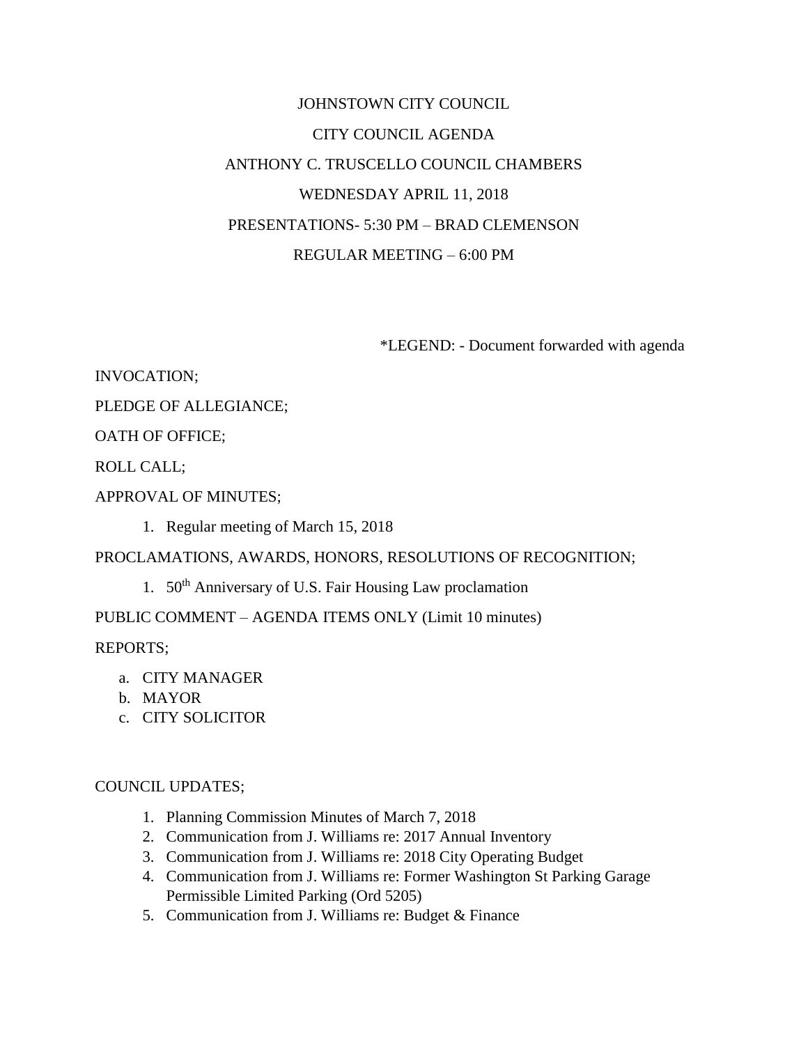# JOHNSTOWN CITY COUNCIL

## CITY COUNCIL AGENDA

## ANTHONY C. TRUSCELLO COUNCIL CHAMBERS

## WEDNESDAY APRIL 11, 2018

## PRESENTATIONS- 5:30 PM – BRAD CLEMENSON

## REGULAR MEETING – 6:00 PM

*LEGEND: - Document forwarded with agenda

INVOCATION;

PLEDGE OF ALLEGIANCE;

OATH OF OFFICE;

ROLL CALL;

APPROVAL OF MINUTES;

1. Regular meeting of March 15, 2018

PROCLAMATIONS, AWARDS, HONORS, RESOLUTIONS OF RECOGNITION;

1. 50th Anniversary of U.S. Fair Housing Law proclamation

PUBLIC COMMENT – AGENDA ITEMS ONLY (Limit 10 minutes)

REPORTS;

a. CITY MANAGER
b. MAYOR
c. CITY SOLICITOR

COUNCIL UPDATES;

1. Planning Commission Minutes of March 7, 2018
2. Communication from J. Williams re: 2017 Annual Inventory
3. Communication from J. Williams re: 2018 City Operating Budget
4. Communication from J. Williams re: Former Washington St Parking Garage Permissible Limited Parking (Ord 5205)
5. Communication from J. Williams re: Budget & Finance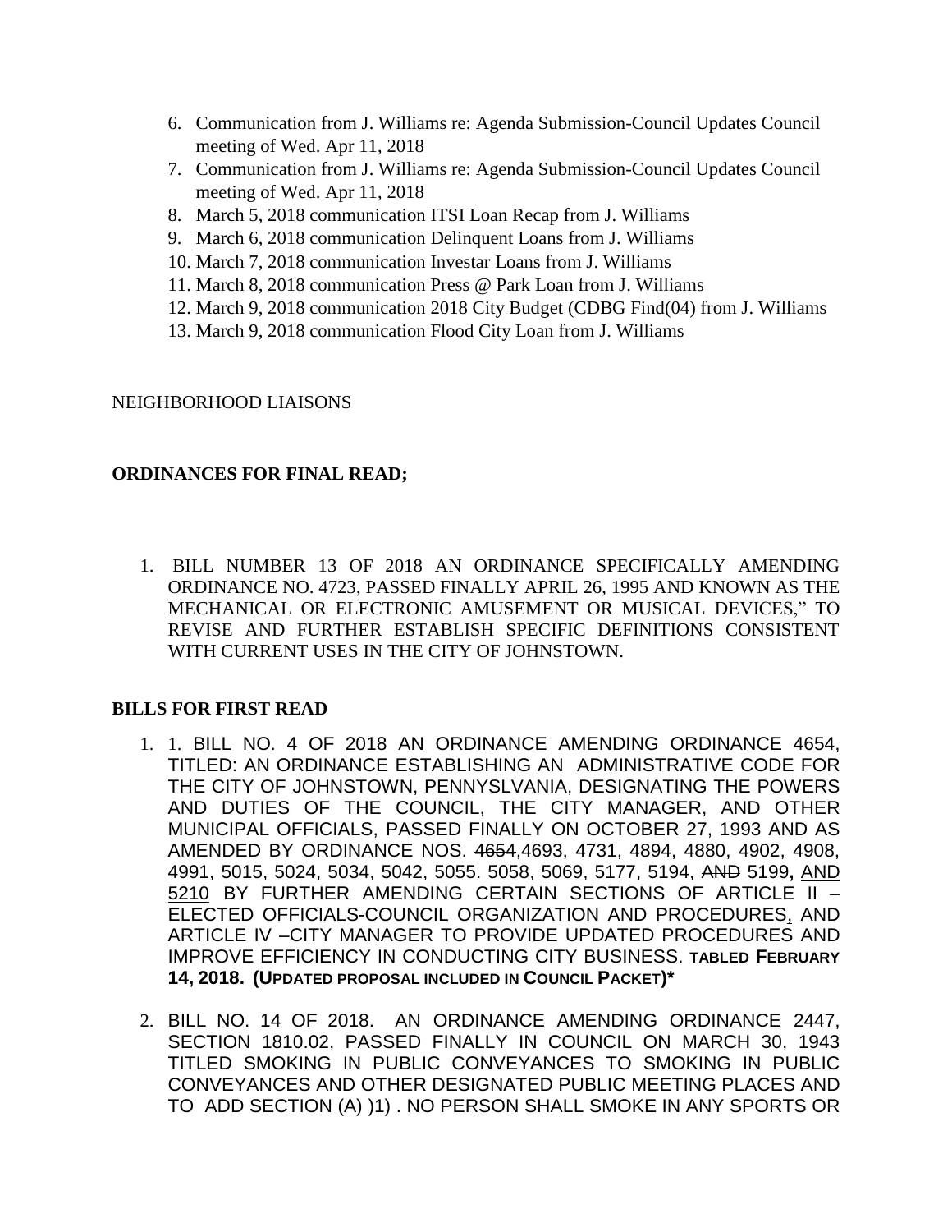6. Communication from J. Williams re: Agenda Submission-Council Updates Council meeting of Wed. Apr 11, 2018
7. Communication from J. Williams re: Agenda Submission-Council Updates Council meeting of Wed. Apr 11, 2018
8. March 5, 2018 communication ITSI Loan Recap from J. Williams
9. March 6, 2018 communication Delinquent Loans from J. Williams
10. March 7, 2018 communication Investar Loans from J. Williams
11. March 8, 2018 communication Press @ Park Loan from J. Williams
12. March 9, 2018 communication 2018 City Budget (CDBG Find(04) from J. Williams
13. March 9, 2018 communication Flood City Loan from J. Williams

NEIGHBORHOOD LIAISONS

**ORDINANCES FOR FINAL READ;**

1. BILL NUMBER 13 OF 2018 AN ORDINANCE SPECIFICALLY AMENDING ORDINANCE NO. 4723, PASSED FINALLY APRIL 26, 1995 AND KNOWN AS THE MECHANICAL OR ELECTRONIC AMUSEMENT OR MUSICAL DEVICES," TO REVISE AND FURTHER ESTABLISH SPECIFIC DEFINITIONS CONSISTENT WITH CURRENT USES IN THE CITY OF JOHNSTOWN.

**BILLS FOR FIRST READ**

1. 1. BILL NO. 4 OF 2018 AN ORDINANCE AMENDING ORDINANCE 4654, TITLED: AN ORDINANCE ESTABLISHING AN ADMINISTRATIVE CODE FOR THE CITY OF JOHNSTOWN, PENNYSLVANIA, DESIGNATING THE POWERS AND DUTIES OF THE COUNCIL, THE CITY MANAGER, AND OTHER MUNICIPAL OFFICIALS, PASSED FINALLY ON OCTOBER 27, 1993 AND AS AMENDED BY ORDINANCE NOS. ~~4654~~,4693, 4731, 4894, 4880, 4902, 4908, 4991, 5015, 5024, 5034, 5042, 5055. 5058, 5069, 5177, 5194, ~~AND~~ 5199**,** <u>AND 5210</u> BY FURTHER AMENDING CERTAIN SECTIONS OF ARTICLE II – ELECTED OFFICIALS-COUNCIL ORGANIZATION AND PROCEDURES<u>,</u> AND ARTICLE IV –CITY MANAGER TO PROVIDE UPDATED PROCEDURES AND IMPROVE EFFICIENCY IN CONDUCTING CITY BUSINESS. **TABLED FEBRUARY 14, 2018. (UPDATED PROPOSAL INCLUDED IN COUNCIL PACKET)***

2. BILL NO. 14 OF 2018. AN ORDINANCE AMENDING ORDINANCE 2447, SECTION 1810.02, PASSED FINALLY IN COUNCIL ON MARCH 30, 1943 TITLED SMOKING IN PUBLIC CONVEYANCES TO SMOKING IN PUBLIC CONVEYANCES AND OTHER DESIGNATED PUBLIC MEETING PLACES AND TO ADD SECTION (A) )1) . NO PERSON SHALL SMOKE IN ANY SPORTS OR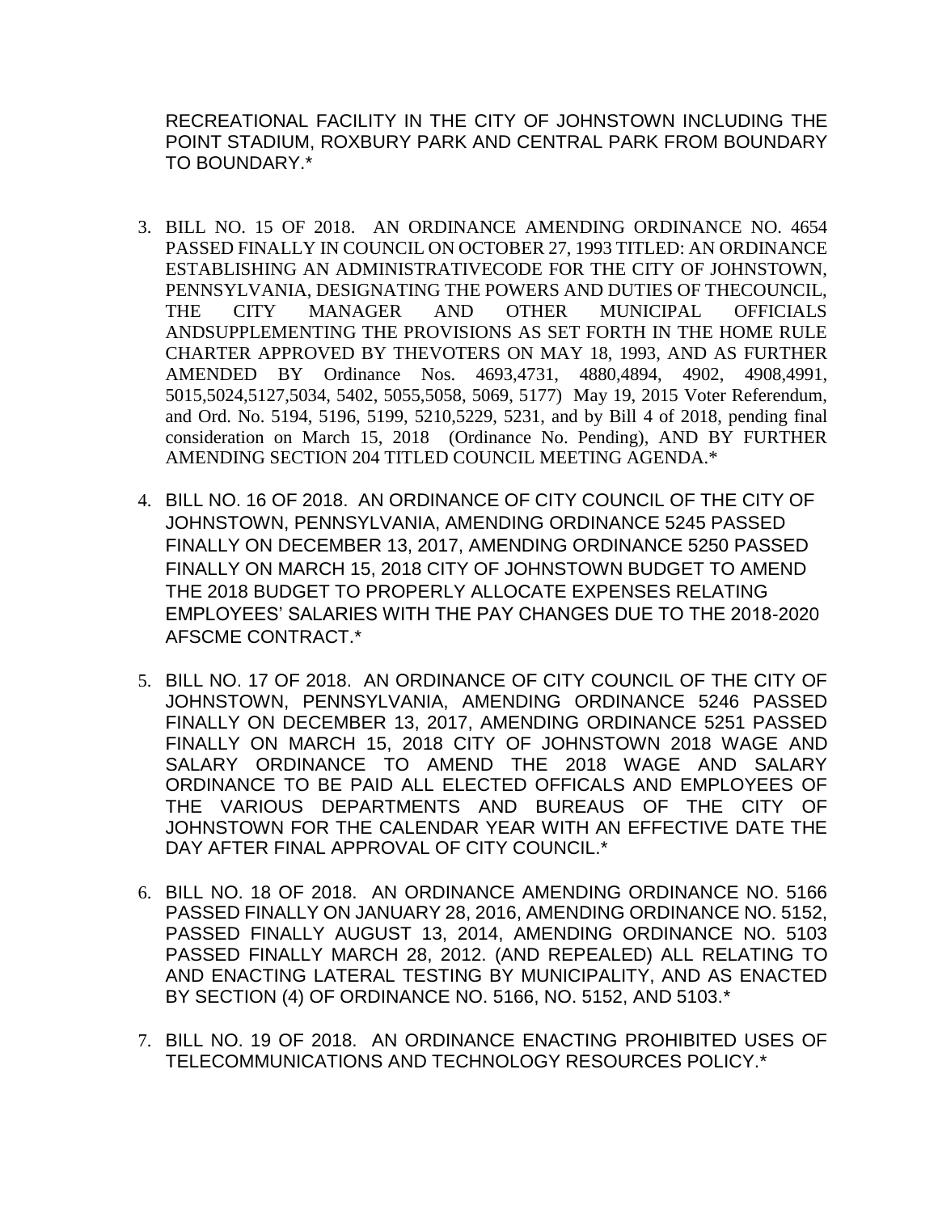RECREATIONAL FACILITY IN THE CITY OF JOHNSTOWN INCLUDING THE POINT STADIUM, ROXBURY PARK AND CENTRAL PARK FROM BOUNDARY TO BOUNDARY.*

3. BILL NO. 15 OF 2018. AN ORDINANCE AMENDING ORDINANCE NO. 4654 PASSED FINALLY IN COUNCIL ON OCTOBER 27, 1993 TITLED: AN ORDINANCE ESTABLISHING AN ADMINISTRATIVECODE FOR THE CITY OF JOHNSTOWN, PENNSYLVANIA, DESIGNATING THE POWERS AND DUTIES OF THECOUNCIL, THE CITY MANAGER AND OTHER MUNICIPAL OFFICIALS ANDSUPPLEMENTING THE PROVISIONS AS SET FORTH IN THE HOME RULE CHARTER APPROVED BY THEVOTERS ON MAY 18, 1993, AND AS FURTHER AMENDED BY Ordinance Nos. 4693,4731, 4880,4894, 4902, 4908,4991, 5015,5024,5127,5034, 5402, 5055,5058, 5069, 5177) May 19, 2015 Voter Referendum, and Ord. No. 5194, 5196, 5199, 5210,5229, 5231, and by Bill 4 of 2018, pending final consideration on March 15, 2018 (Ordinance No. Pending), AND BY FURTHER AMENDING SECTION 204 TITLED COUNCIL MEETING AGENDA.*

4. BILL NO. 16 OF 2018. AN ORDINANCE OF CITY COUNCIL OF THE CITY OF JOHNSTOWN, PENNSYLVANIA, AMENDING ORDINANCE 5245 PASSED FINALLY ON DECEMBER 13, 2017, AMENDING ORDINANCE 5250 PASSED FINALLY ON MARCH 15, 2018 CITY OF JOHNSTOWN BUDGET TO AMEND THE 2018 BUDGET TO PROPERLY ALLOCATE EXPENSES RELATING EMPLOYEES' SALARIES WITH THE PAY CHANGES DUE TO THE 2018-2020 AFSCME CONTRACT.*

5. BILL NO. 17 OF 2018. AN ORDINANCE OF CITY COUNCIL OF THE CITY OF JOHNSTOWN, PENNSYLVANIA, AMENDING ORDINANCE 5246 PASSED FINALLY ON DECEMBER 13, 2017, AMENDING ORDINANCE 5251 PASSED FINALLY ON MARCH 15, 2018 CITY OF JOHNSTOWN 2018 WAGE AND SALARY ORDINANCE TO AMEND THE 2018 WAGE AND SALARY ORDINANCE TO BE PAID ALL ELECTED OFFICALS AND EMPLOYEES OF THE VARIOUS DEPARTMENTS AND BUREAUS OF THE CITY OF JOHNSTOWN FOR THE CALENDAR YEAR WITH AN EFFECTIVE DATE THE DAY AFTER FINAL APPROVAL OF CITY COUNCIL.*

6. BILL NO. 18 OF 2018. AN ORDINANCE AMENDING ORDINANCE NO. 5166 PASSED FINALLY ON JANUARY 28, 2016, AMENDING ORDINANCE NO. 5152, PASSED FINALLY AUGUST 13, 2014, AMENDING ORDINANCE NO. 5103 PASSED FINALLY MARCH 28, 2012. (AND REPEALED) ALL RELATING TO AND ENACTING LATERAL TESTING BY MUNICIPALITY, AND AS ENACTED BY SECTION (4) OF ORDINANCE NO. 5166, NO. 5152, AND 5103.*

7. BILL NO. 19 OF 2018. AN ORDINANCE ENACTING PROHIBITED USES OF TELECOMMUNICATIONS AND TECHNOLOGY RESOURCES POLICY.*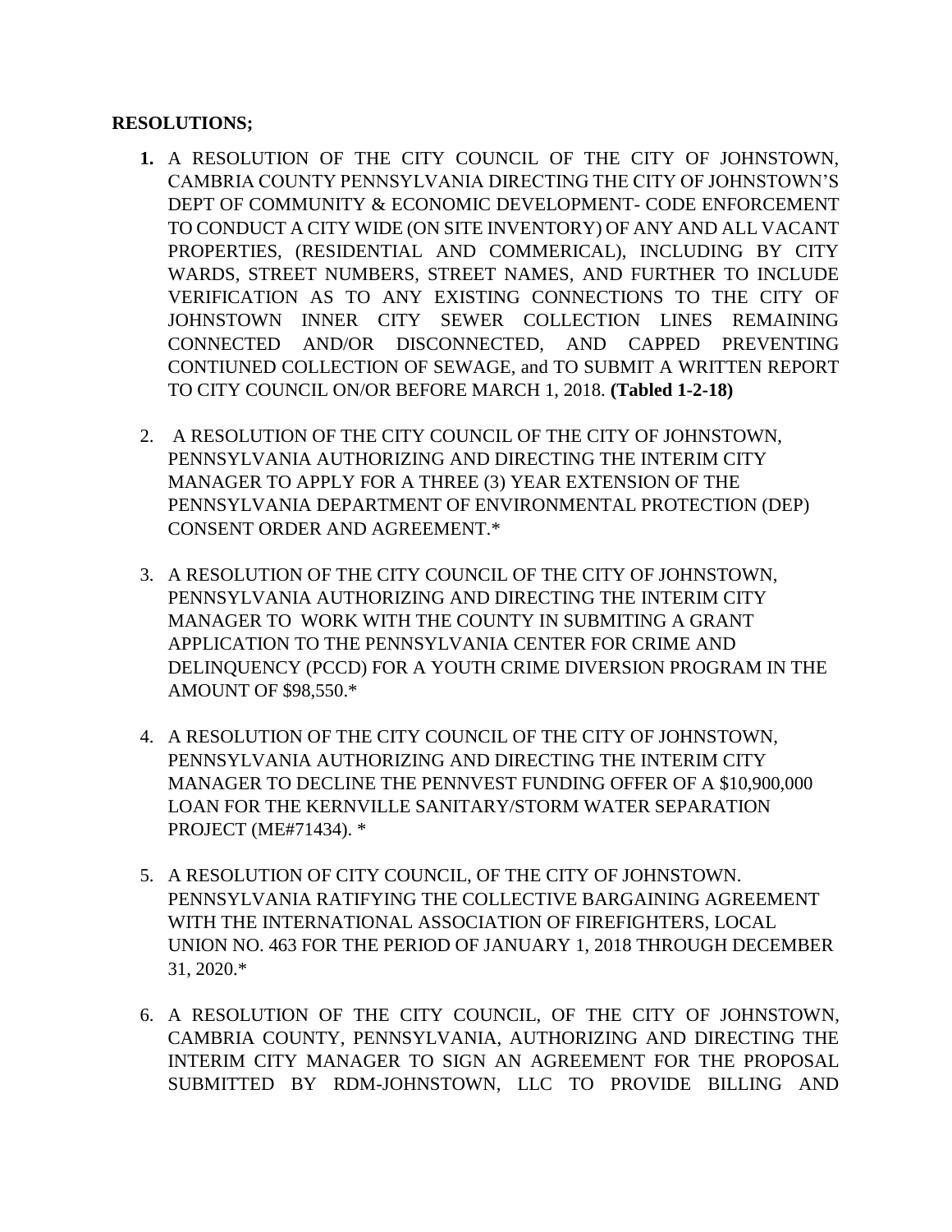**RESOLUTIONS;**

1. A RESOLUTION OF THE CITY COUNCIL OF THE CITY OF JOHNSTOWN, CAMBRIA COUNTY PENNSYLVANIA DIRECTING THE CITY OF JOHNSTOWN'S DEPT OF COMMUNITY & ECONOMIC DEVELOPMENT- CODE ENFORCEMENT TO CONDUCT A CITY WIDE (ON SITE INVENTORY) OF ANY AND ALL VACANT PROPERTIES, (RESIDENTIAL AND COMMERICAL), INCLUDING BY CITY WARDS, STREET NUMBERS, STREET NAMES, AND FURTHER TO INCLUDE VERIFICATION AS TO ANY EXISTING CONNECTIONS TO THE CITY OF JOHNSTOWN INNER CITY SEWER COLLECTION LINES REMAINING CONNECTED AND/OR DISCONNECTED, AND CAPPED PREVENTING CONTIUNED COLLECTION OF SEWAGE, and TO SUBMIT A WRITTEN REPORT TO CITY COUNCIL ON/OR BEFORE MARCH 1, 2018. **(Tabled 1-2-18)**

2. A RESOLUTION OF THE CITY COUNCIL OF THE CITY OF JOHNSTOWN, PENNSYLVANIA AUTHORIZING AND DIRECTING THE INTERIM CITY MANAGER TO APPLY FOR A THREE (3) YEAR EXTENSION OF THE PENNSYLVANIA DEPARTMENT OF ENVIRONMENTAL PROTECTION (DEP) CONSENT ORDER AND AGREEMENT.*

3. A RESOLUTION OF THE CITY COUNCIL OF THE CITY OF JOHNSTOWN, PENNSYLVANIA AUTHORIZING AND DIRECTING THE INTERIM CITY MANAGER TO WORK WITH THE COUNTY IN SUBMITING A GRANT APPLICATION TO THE PENNSYLVANIA CENTER FOR CRIME AND DELINQUENCY (PCCD) FOR A YOUTH CRIME DIVERSION PROGRAM IN THE AMOUNT OF $98,550.*

4. A RESOLUTION OF THE CITY COUNCIL OF THE CITY OF JOHNSTOWN, PENNSYLVANIA AUTHORIZING AND DIRECTING THE INTERIM CITY MANAGER TO DECLINE THE PENNVEST FUNDING OFFER OF A $10,900,000 LOAN FOR THE KERNVILLE SANITARY/STORM WATER SEPARATION PROJECT (ME#71434). *

5. A RESOLUTION OF CITY COUNCIL, OF THE CITY OF JOHNSTOWN. PENNSYLVANIA RATIFYING THE COLLECTIVE BARGAINING AGREEMENT WITH THE INTERNATIONAL ASSOCIATION OF FIREFIGHTERS, LOCAL UNION NO. 463 FOR THE PERIOD OF JANUARY 1, 2018 THROUGH DECEMBER 31, 2020.*

6. A RESOLUTION OF THE CITY COUNCIL, OF THE CITY OF JOHNSTOWN, CAMBRIA COUNTY, PENNSYLVANIA, AUTHORIZING AND DIRECTING THE INTERIM CITY MANAGER TO SIGN AN AGREEMENT FOR THE PROPOSAL SUBMITTED BY RDM-JOHNSTOWN, LLC TO PROVIDE BILLING AND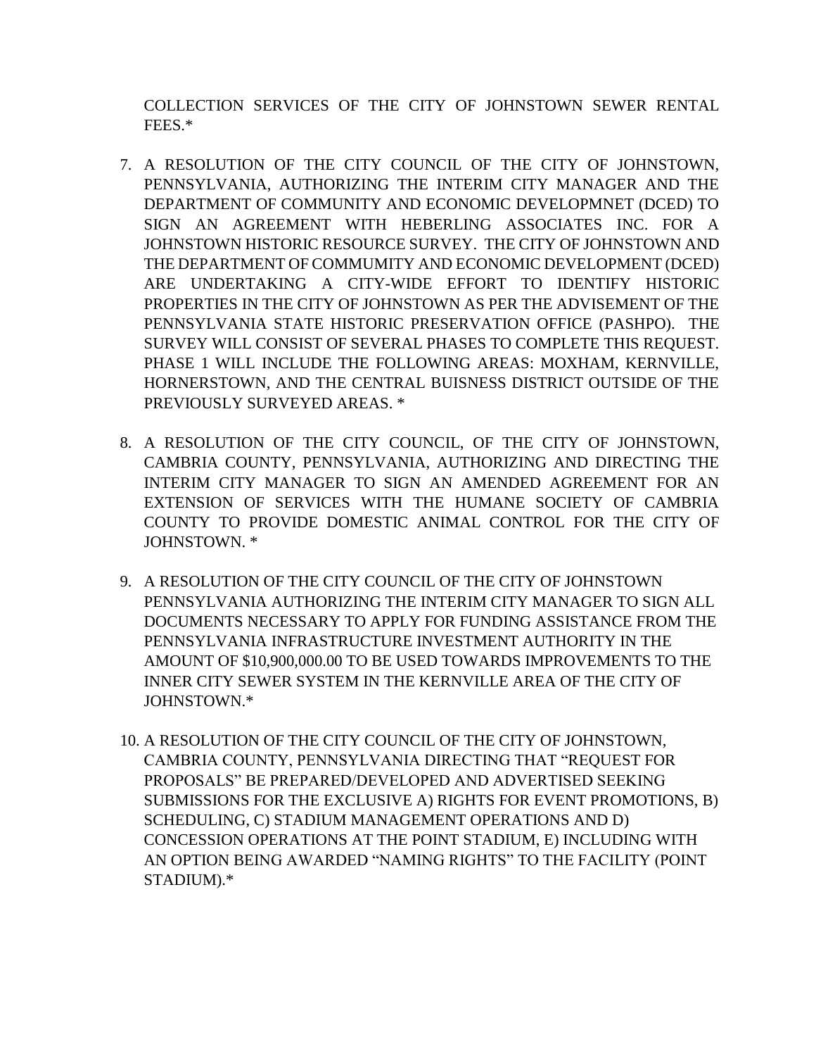COLLECTION SERVICES OF THE CITY OF JOHNSTOWN SEWER RENTAL FEES.*

7. A RESOLUTION OF THE CITY COUNCIL OF THE CITY OF JOHNSTOWN, PENNSYLVANIA, AUTHORIZING THE INTERIM CITY MANAGER AND THE DEPARTMENT OF COMMUNITY AND ECONOMIC DEVELOPMNET (DCED) TO SIGN AN AGREEMENT WITH HEBERLING ASSOCIATES INC. FOR A JOHNSTOWN HISTORIC RESOURCE SURVEY. THE CITY OF JOHNSTOWN AND THE DEPARTMENT OF COMMUMITY AND ECONOMIC DEVELOPMENT (DCED) ARE UNDERTAKING A CITY-WIDE EFFORT TO IDENTIFY HISTORIC PROPERTIES IN THE CITY OF JOHNSTOWN AS PER THE ADVISEMENT OF THE PENNSYLVANIA STATE HISTORIC PRESERVATION OFFICE (PASHPO). THE SURVEY WILL CONSIST OF SEVERAL PHASES TO COMPLETE THIS REQUEST. PHASE 1 WILL INCLUDE THE FOLLOWING AREAS: MOXHAM, KERNVILLE, HORNERSTOWN, AND THE CENTRAL BUISNESS DISTRICT OUTSIDE OF THE PREVIOUSLY SURVEYED AREAS. *

8. A RESOLUTION OF THE CITY COUNCIL, OF THE CITY OF JOHNSTOWN, CAMBRIA COUNTY, PENNSYLVANIA, AUTHORIZING AND DIRECTING THE INTERIM CITY MANAGER TO SIGN AN AMENDED AGREEMENT FOR AN EXTENSION OF SERVICES WITH THE HUMANE SOCIETY OF CAMBRIA COUNTY TO PROVIDE DOMESTIC ANIMAL CONTROL FOR THE CITY OF JOHNSTOWN. *

9. A RESOLUTION OF THE CITY COUNCIL OF THE CITY OF JOHNSTOWN PENNSYLVANIA AUTHORIZING THE INTERIM CITY MANAGER TO SIGN ALL DOCUMENTS NECESSARY TO APPLY FOR FUNDING ASSISTANCE FROM THE PENNSYLVANIA INFRASTRUCTURE INVESTMENT AUTHORITY IN THE AMOUNT OF $10,900,000.00 TO BE USED TOWARDS IMPROVEMENTS TO THE INNER CITY SEWER SYSTEM IN THE KERNVILLE AREA OF THE CITY OF JOHNSTOWN.*

10. A RESOLUTION OF THE CITY COUNCIL OF THE CITY OF JOHNSTOWN, CAMBRIA COUNTY, PENNSYLVANIA DIRECTING THAT "REQUEST FOR PROPOSALS" BE PREPARED/DEVELOPED AND ADVERTISED SEEKING SUBMISSIONS FOR THE EXCLUSIVE A) RIGHTS FOR EVENT PROMOTIONS, B) SCHEDULING, C) STADIUM MANAGEMENT OPERATIONS AND D) CONCESSION OPERATIONS AT THE POINT STADIUM, E) INCLUDING WITH AN OPTION BEING AWARDED "NAMING RIGHTS" TO THE FACILITY (POINT STADIUM).*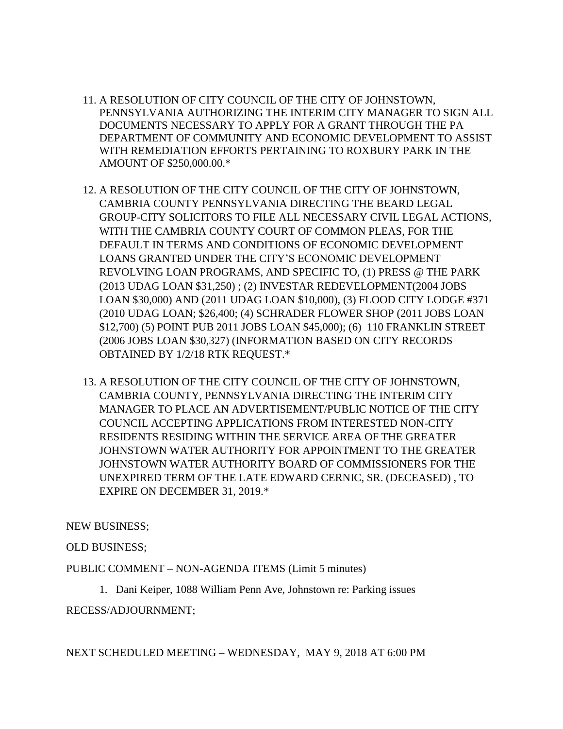11. A RESOLUTION OF CITY COUNCIL OF THE CITY OF JOHNSTOWN, PENNSYLVANIA AUTHORIZING THE INTERIM CITY MANAGER TO SIGN ALL DOCUMENTS NECESSARY TO APPLY FOR A GRANT THROUGH THE PA DEPARTMENT OF COMMUNITY AND ECONOMIC DEVELOPMENT TO ASSIST WITH REMEDIATION EFFORTS PERTAINING TO ROXBURY PARK IN THE AMOUNT OF $250,000.00.*

12. A RESOLUTION OF THE CITY COUNCIL OF THE CITY OF JOHNSTOWN, CAMBRIA COUNTY PENNSYLVANIA DIRECTING THE BEARD LEGAL GROUP-CITY SOLICITORS TO FILE ALL NECESSARY CIVIL LEGAL ACTIONS, WITH THE CAMBRIA COUNTY COURT OF COMMON PLEAS, FOR THE DEFAULT IN TERMS AND CONDITIONS OF ECONOMIC DEVELOPMENT LOANS GRANTED UNDER THE CITY'S ECONOMIC DEVELOPMENT REVOLVING LOAN PROGRAMS, AND SPECIFIC TO, (1) PRESS @ THE PARK (2013 UDAG LOAN $31,250) ; (2) INVESTAR REDEVELOPMENT(2004 JOBS LOAN $30,000) AND (2011 UDAG LOAN $10,000), (3) FLOOD CITY LODGE #371 (2010 UDAG LOAN; $26,400; (4) SCHRADER FLOWER SHOP (2011 JOBS LOAN $12,700) (5) POINT PUB 2011 JOBS LOAN $45,000); (6) 110 FRANKLIN STREET (2006 JOBS LOAN $30,327) (INFORMATION BASED ON CITY RECORDS OBTAINED BY 1/2/18 RTK REQUEST.*

13. A RESOLUTION OF THE CITY COUNCIL OF THE CITY OF JOHNSTOWN, CAMBRIA COUNTY, PENNSYLVANIA DIRECTING THE INTERIM CITY MANAGER TO PLACE AN ADVERTISEMENT/PUBLIC NOTICE OF THE CITY COUNCIL ACCEPTING APPLICATIONS FROM INTERESTED NON-CITY RESIDENTS RESIDING WITHIN THE SERVICE AREA OF THE GREATER JOHNSTOWN WATER AUTHORITY FOR APPOINTMENT TO THE GREATER JOHNSTOWN WATER AUTHORITY BOARD OF COMMISSIONERS FOR THE UNEXPIRED TERM OF THE LATE EDWARD CERNIC, SR. (DECEASED) , TO EXPIRE ON DECEMBER 31, 2019.*

NEW BUSINESS;

OLD BUSINESS;

PUBLIC COMMENT – NON-AGENDA ITEMS (Limit 5 minutes)

1. Dani Keiper, 1088 William Penn Ave, Johnstown re: Parking issues

RECESS/ADJOURNMENT;

NEXT SCHEDULED MEETING – WEDNESDAY, MAY 9, 2018 AT 6:00 PM